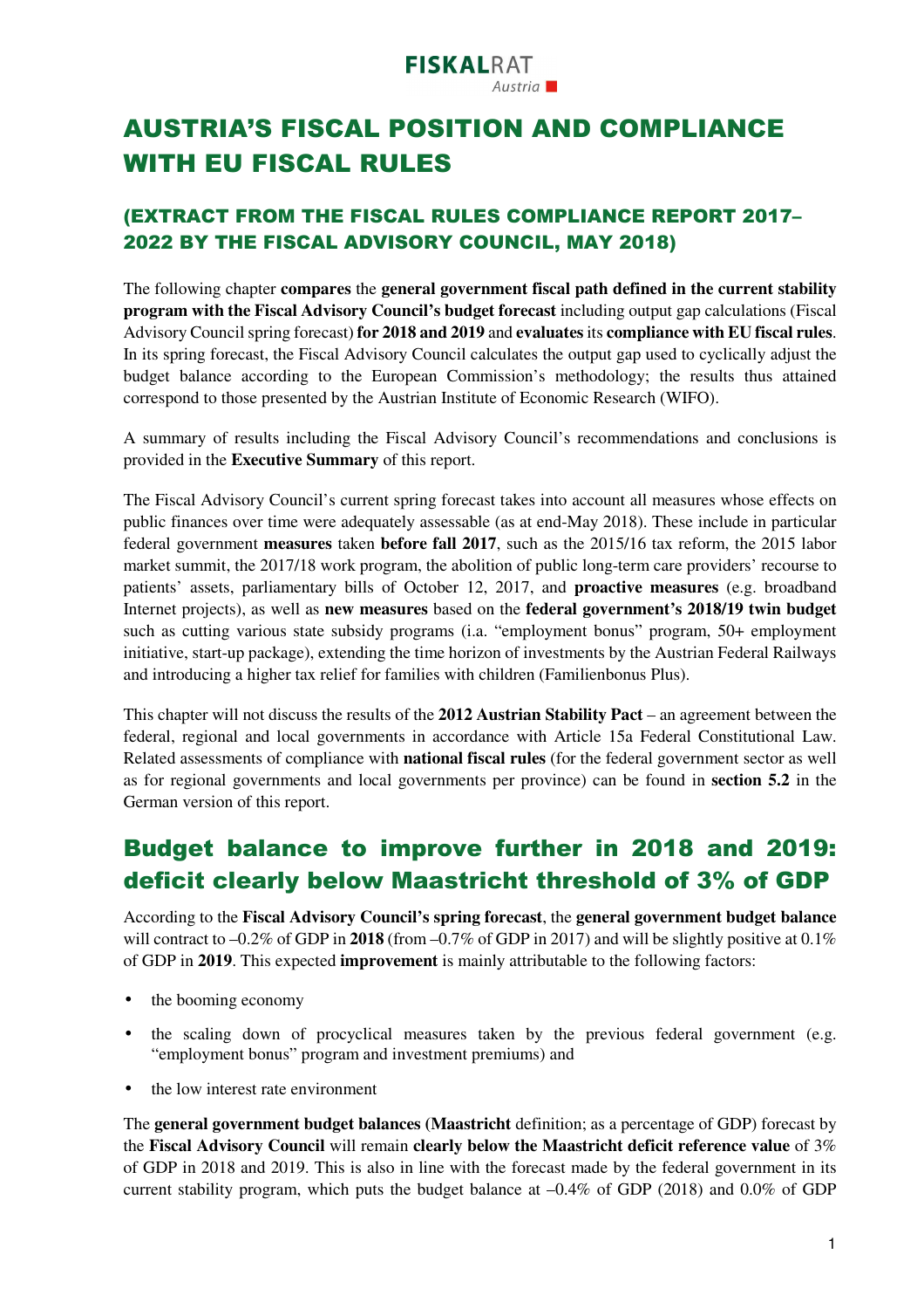FISKALRAT
Austria

# AUSTRIA'S FISCAL POSITION AND COMPLIANCE WITH EU FISCAL RULES

## (EXTRACT FROM THE FISCAL RULES COMPLIANCE REPORT 2017–2022 BY THE FISCAL ADVISORY COUNCIL, MAY 2018)

The following chapter **compares** the **general government fiscal path defined in the current stability program with the Fiscal Advisory Council's budget forecast** including output gap calculations (Fiscal Advisory Council spring forecast) **for 2018 and 2019** and **evaluates** its **compliance with EU fiscal rules**. In its spring forecast, the Fiscal Advisory Council calculates the output gap used to cyclically adjust the budget balance according to the European Commission's methodology; the results thus attained correspond to those presented by the Austrian Institute of Economic Research (WIFO).

A summary of results including the Fiscal Advisory Council's recommendations and conclusions is provided in the **Executive Summary** of this report.

The Fiscal Advisory Council's current spring forecast takes into account all measures whose effects on public finances over time were adequately assessable (as at end-May 2018). These include in particular federal government **measures** taken **before fall 2017**, such as the 2015/16 tax reform, the 2015 labor market summit, the 2017/18 work program, the abolition of public long-term care providers' recourse to patients' assets, parliamentary bills of October 12, 2017, and **proactive measures** (e.g. broadband Internet projects), as well as **new measures** based on the **federal government's 2018/19 twin budget** such as cutting various state subsidy programs (i.a. "employment bonus" program, 50+ employment initiative, start-up package), extending the time horizon of investments by the Austrian Federal Railways and introducing a higher tax relief for families with children (Familienbonus Plus).

This chapter will not discuss the results of the **2012 Austrian Stability Pact** – an agreement between the federal, regional and local governments in accordance with Article 15a Federal Constitutional Law. Related assessments of compliance with **national fiscal rules** (for the federal government sector as well as for regional governments and local governments per province) can be found in **section 5.2** in the German version of this report.

## Budget balance to improve further in 2018 and 2019: deficit clearly below Maastricht threshold of 3% of GDP

According to the **Fiscal Advisory Council's spring forecast**, the **general government budget balance** will contract to –0.2% of GDP in **2018** (from –0.7% of GDP in 2017) and will be slightly positive at 0.1% of GDP in **2019**. This expected **improvement** is mainly attributable to the following factors:

- the booming economy
- the scaling down of procyclical measures taken by the previous federal government (e.g. "employment bonus" program and investment premiums) and
- the low interest rate environment

The **general government budget balances** (**Maastricht** definition; as a percentage of GDP) forecast by the **Fiscal Advisory Council** will remain **clearly below the Maastricht deficit reference value** of 3% of GDP in 2018 and 2019. This is also in line with the forecast made by the federal government in its current stability program, which puts the budget balance at –0.4% of GDP (2018) and 0.0% of GDP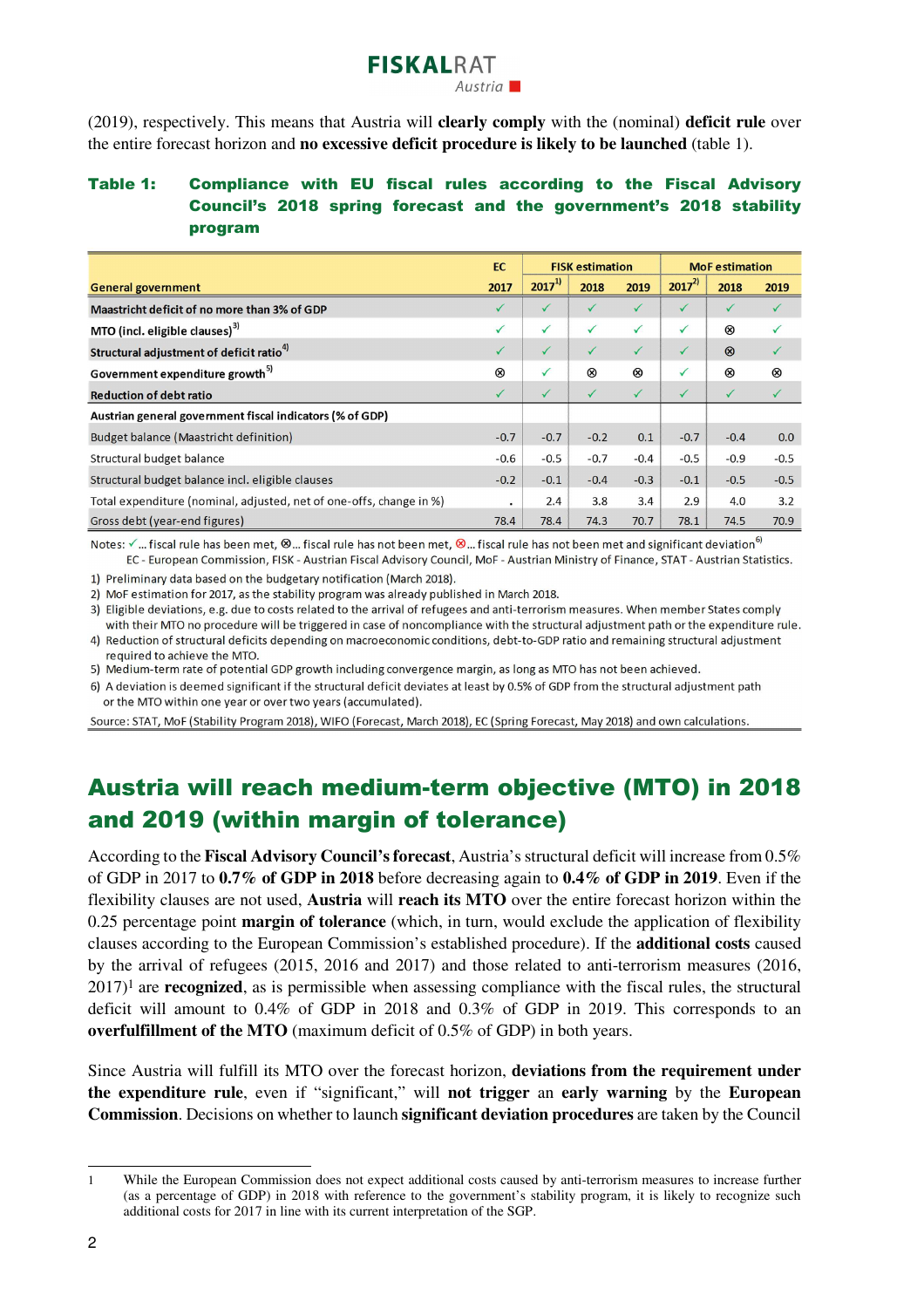(2019), respectively. This means that Austria will **clearly comply** with the (nominal) **deficit rule** over the entire forecast horizon and **no excessive deficit procedure is likely to be launched** (table 1).

**Table 1: Compliance with EU fiscal rules according to the Fiscal Advisory Council's 2018 spring forecast and the government's 2018 stability program**

| General government | EC | FISK estimation | | | MoF estimation | | |
|---|---|---|---|---|---|---|---|
| | 2017 | 2017[1)] | 2018 | 2019 | 2017[2)] | 2018 | 2019 |
| **Maastricht deficit of no more than 3% of GDP** | ✓ | ✓ | ✓ | ✓ | ✓ | ✓ | ✓ |
| **MTO (incl. eligible clauses)[3)]** | ✓ | ✓ | ✓ | ✓ | ✓ | ⊗ | ✓ |
| **Structural adjustment of deficit ratio[4)]** | ✓ | ✓ | ✓ | ✓ | ✓ | ⊗ | ✓ |
| **Government expenditure growth[5)]** | ⊗ | ✓ | ⊗ | ⊗ | ✓ | ⊗ | ⊗ |
| **Reduction of debt ratio** | ✓ | ✓ | ✓ | ✓ | ✓ | ✓ | ✓ |
| **Austrian general government fiscal indicators (% of GDP)** | | | | | | | |
| Budget balance (Maastricht definition) | -0.7 | -0.7 | -0.2 | 0.1 | -0.7 | -0.4 | 0.0 |
| Structural budget balance | -0.6 | -0.5 | -0.7 | -0.4 | -0.5 | -0.9 | -0.5 |
| Structural budget balance incl. eligible clauses | -0.2 | -0.1 | -0.4 | -0.3 | -0.1 | -0.5 | -0.5 |
| Total expenditure (nominal, adjusted, net of one-offs, change in %) | . | 2.4 | 3.8 | 3.4 | 2.9 | 4.0 | 3.2 |
| Gross debt (year-end figures) | 78.4 | 78.4 | 74.3 | 70.7 | 78.1 | 74.5 | 70.9 |

Notes: ✓... fiscal rule has been met, ⊗... fiscal rule has not been met, ⊗... fiscal rule has not been met and significant deviation[6)]
EC - European Commission, FISK - Austrian Fiscal Advisory Council, MoF - Austrian Ministry of Finance, STAT - Austrian Statistics.

1) Preliminary data based on the budgetary notification (March 2018).
2) MoF estimation for 2017, as the stability program was already published in March 2018.
3) Eligible deviations, e.g. due to costs related to the arrival of refugees and anti-terrorism measures. When member States comply with their MTO no procedure will be triggered in case of noncompliance with the structural adjustment path or the expenditure rule.
4) Reduction of structural deficits depending on macroeconomic conditions, debt-to-GDP ratio and remaining structural adjustment required to achieve the MTO.
5) Medium-term rate of potential GDP growth including convergence margin, as long as MTO has not been achieved.
6) A deviation is deemed significant if the structural deficit deviates at least by 0.5% of GDP from the structural adjustment path or the MTO within one year or over two years (accumulated).

Source: STAT, MoF (Stability Program 2018), WIFO (Forecast, March 2018), EC (Spring Forecast, May 2018) and own calculations.

## Austria will reach medium-term objective (MTO) in 2018 and 2019 (within margin of tolerance)

According to the **Fiscal Advisory Council's forecast**, Austria's structural deficit will increase from 0.5% of GDP in 2017 to **0.7% of GDP in 2018** before decreasing again to **0.4% of GDP in 2019**. Even if the flexibility clauses are not used, **Austria** will **reach its MTO** over the entire forecast horizon within the 0.25 percentage point **margin of tolerance** (which, in turn, would exclude the application of flexibility clauses according to the European Commission's established procedure). If the **additional costs** caused by the arrival of refugees (2015, 2016 and 2017) and those related to anti-terrorism measures (2016, 2017)[1] are **recognized**, as is permissible when assessing compliance with the fiscal rules, the structural deficit will amount to 0.4% of GDP in 2018 and 0.3% of GDP in 2019. This corresponds to an **overfulfillment of the MTO** (maximum deficit of 0.5% of GDP) in both years.

Since Austria will fulfill its MTO over the forecast horizon, **deviations from the requirement under the expenditure rule**, even if "significant," will **not trigger** an **early warning** by the **European Commission**. Decisions on whether to launch **significant deviation procedures** are taken by the Council

---

1 While the European Commission does not expect additional costs caused by anti-terrorism measures to increase further (as a percentage of GDP) in 2018 with reference to the government's stability program, it is likely to recognize such additional costs for 2017 in line with its current interpretation of the SGP.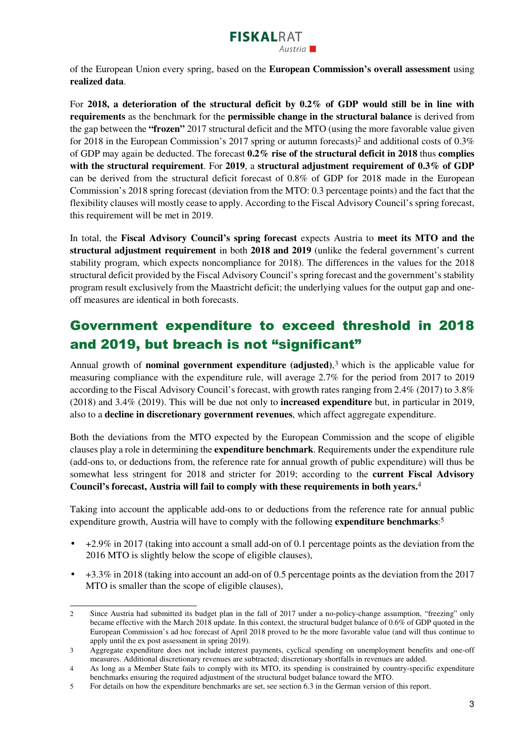of the European Union every spring, based on the **European Commission's overall assessment** using **realized data**.

For **2018, a deterioration of the structural deficit by 0.2% of GDP would still be in line with requirements** as the benchmark for the **permissible change in the structural balance** is derived from the gap between the **"frozen"** 2017 structural deficit and the MTO (using the more favorable value given for 2018 in the European Commission's 2017 spring or autumn forecasts)[2] and additional costs of 0.3% of GDP may again be deducted. The forecast **0.2% rise of the structural deficit in 2018** thus **complies with the structural requirement**. For **2019**, a **structural adjustment requirement of 0.3% of GDP** can be derived from the structural deficit forecast of 0.8% of GDP for 2018 made in the European Commission's 2018 spring forecast (deviation from the MTO: 0.3 percentage points) and the fact that the flexibility clauses will mostly cease to apply. According to the Fiscal Advisory Council's spring forecast, this requirement will be met in 2019.

In total, the **Fiscal Advisory Council's spring forecast** expects Austria to **meet its MTO and the structural adjustment requirement** in both **2018 and 2019** (unlike the federal government's current stability program, which expects noncompliance for 2018). The differences in the values for the 2018 structural deficit provided by the Fiscal Advisory Council's spring forecast and the government's stability program result exclusively from the Maastricht deficit; the underlying values for the output gap and one-off measures are identical in both forecasts.

## Government expenditure to exceed threshold in 2018 and 2019, but breach is not "significant"

Annual growth of **nominal government expenditure (adjusted)**,[3] which is the applicable value for measuring compliance with the expenditure rule, will average 2.7% for the period from 2017 to 2019 according to the Fiscal Advisory Council's forecast, with growth rates ranging from 2.4% (2017) to 3.8% (2018) and 3.4% (2019). This will be due not only to **increased expenditure** but, in particular in 2019, also to a **decline in discretionary government revenues**, which affect aggregate expenditure.

Both the deviations from the MTO expected by the European Commission and the scope of eligible clauses play a role in determining the **expenditure benchmark**. Requirements under the expenditure rule (add-ons to, or deductions from, the reference rate for annual growth of public expenditure) will thus be somewhat less stringent for 2018 and stricter for 2019; according to the **current Fiscal Advisory Council's forecast, Austria will fail to comply with these requirements in both years.**[4]

Taking into account the applicable add-ons to or deductions from the reference rate for annual public expenditure growth, Austria will have to comply with the following **expenditure benchmarks**:[5]

- +2.9% in 2017 (taking into account a small add-on of 0.1 percentage points as the deviation from the 2016 MTO is slightly below the scope of eligible clauses),
- +3.3% in 2018 (taking into account an add-on of 0.5 percentage points as the deviation from the 2017 MTO is smaller than the scope of eligible clauses),

---

[2] Since Austria had submitted its budget plan in the fall of 2017 under a no-policy-change assumption, "freezing" only became effective with the March 2018 update. In this context, the structural budget balance of 0.6% of GDP quoted in the European Commission's ad hoc forecast of April 2018 proved to be the more favorable value (and will thus continue to apply until the ex post assessment in spring 2019).

[3] Aggregate expenditure does not include interest payments, cyclical spending on unemployment benefits and one-off measures. Additional discretionary revenues are subtracted; discretionary shortfalls in revenues are added.

[4] As long as a Member State fails to comply with its MTO, its spending is constrained by country-specific expenditure benchmarks ensuring the required adjustment of the structural budget balance toward the MTO.

[5] For details on how the expenditure benchmarks are set, see section 6.3 in the German version of this report.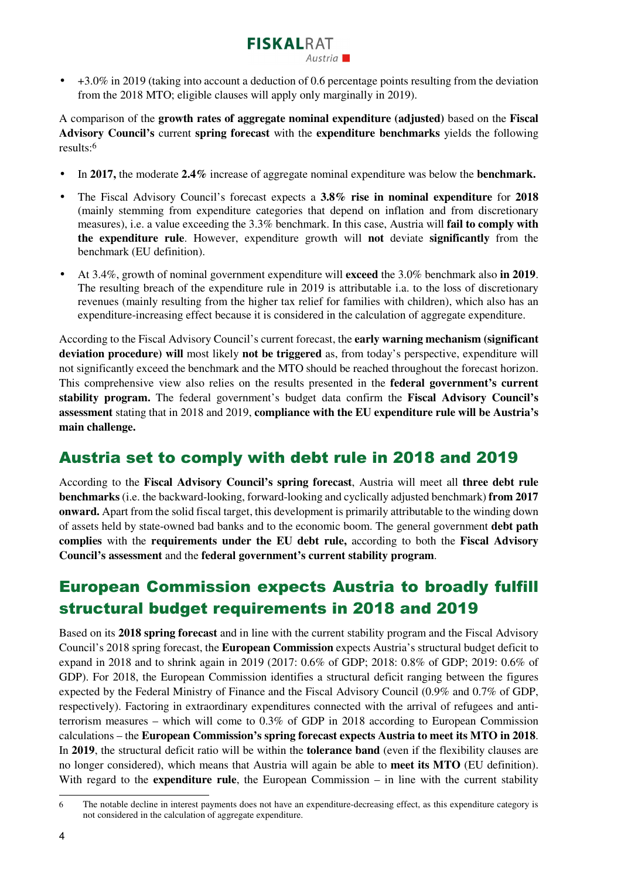- +3.0% in 2019 (taking into account a deduction of 0.6 percentage points resulting from the deviation from the 2018 MTO; eligible clauses will apply only marginally in 2019).

A comparison of the **growth rates of aggregate nominal expenditure (adjusted)** based on the **Fiscal Advisory Council's** current **spring forecast** with the **expenditure benchmarks** yields the following results:[6]

- In **2017,** the moderate **2.4%** increase of aggregate nominal expenditure was below the **benchmark.**
- The Fiscal Advisory Council's forecast expects a **3.8% rise in nominal expenditure** for **2018** (mainly stemming from expenditure categories that depend on inflation and from discretionary measures), i.e. a value exceeding the 3.3% benchmark. In this case, Austria will **fail to comply with the expenditure rule**. However, expenditure growth will **not** deviate **significantly** from the benchmark (EU definition).
- At 3.4%, growth of nominal government expenditure will **exceed** the 3.0% benchmark also **in 2019**. The resulting breach of the expenditure rule in 2019 is attributable i.a. to the loss of discretionary revenues (mainly resulting from the higher tax relief for families with children), which also has an expenditure-increasing effect because it is considered in the calculation of aggregate expenditure.

According to the Fiscal Advisory Council's current forecast, the **early warning mechanism (significant deviation procedure) will** most likely **not be triggered** as, from today's perspective, expenditure will not significantly exceed the benchmark and the MTO should be reached throughout the forecast horizon. This comprehensive view also relies on the results presented in the **federal government's current stability program.** The federal government's budget data confirm the **Fiscal Advisory Council's assessment** stating that in 2018 and 2019, **compliance with the EU expenditure rule will be Austria's main challenge.**

## Austria set to comply with debt rule in 2018 and 2019

According to the **Fiscal Advisory Council's spring forecast**, Austria will meet all **three debt rule benchmarks** (i.e. the backward-looking, forward-looking and cyclically adjusted benchmark) **from 2017 onward.** Apart from the solid fiscal target, this development is primarily attributable to the winding down of assets held by state-owned bad banks and to the economic boom. The general government **debt path complies** with the **requirements under the EU debt rule,** according to both the **Fiscal Advisory Council's assessment** and the **federal government's current stability program**.

## European Commission expects Austria to broadly fulfill structural budget requirements in 2018 and 2019

Based on its **2018 spring forecast** and in line with the current stability program and the Fiscal Advisory Council's 2018 spring forecast, the **European Commission** expects Austria's structural budget deficit to expand in 2018 and to shrink again in 2019 (2017: 0.6% of GDP; 2018: 0.8% of GDP; 2019: 0.6% of GDP). For 2018, the European Commission identifies a structural deficit ranging between the figures expected by the Federal Ministry of Finance and the Fiscal Advisory Council (0.9% and 0.7% of GDP, respectively). Factoring in extraordinary expenditures connected with the arrival of refugees and anti-terrorism measures – which will come to 0.3% of GDP in 2018 according to European Commission calculations – the **European Commission's spring forecast expects Austria to meet its MTO in 2018**. In **2019**, the structural deficit ratio will be within the **tolerance band** (even if the flexibility clauses are no longer considered), which means that Austria will again be able to **meet its MTO** (EU definition). With regard to the **expenditure rule**, the European Commission – in line with the current stability

[6] The notable decline in interest payments does not have an expenditure-decreasing effect, as this expenditure category is not considered in the calculation of aggregate expenditure.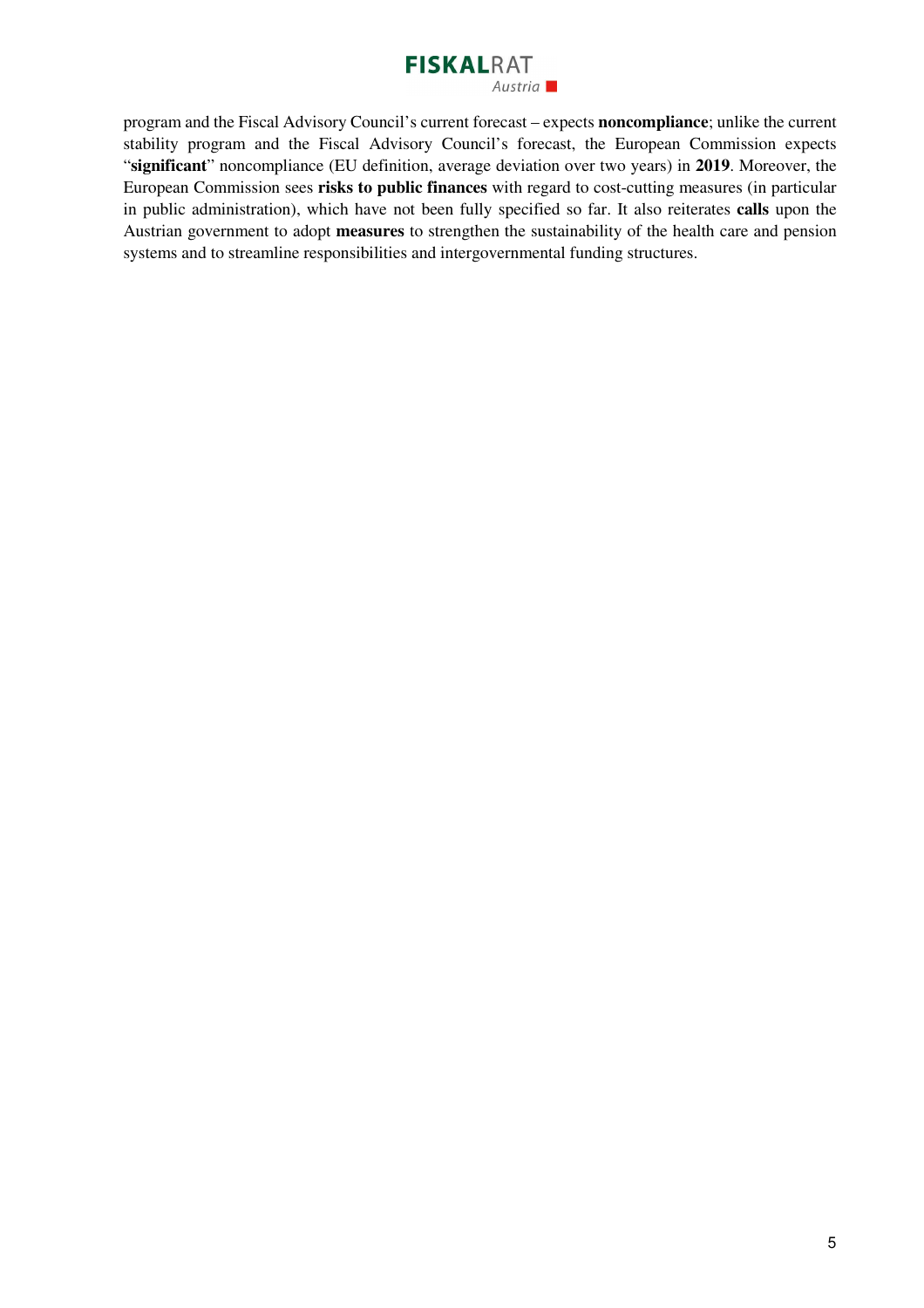program and the Fiscal Advisory Council's current forecast – expects **noncompliance**; unlike the current stability program and the Fiscal Advisory Council's forecast, the European Commission expects "**significant**" noncompliance (EU definition, average deviation over two years) in **2019**. Moreover, the European Commission sees **risks to public finances** with regard to cost-cutting measures (in particular in public administration), which have not been fully specified so far. It also reiterates **calls** upon the Austrian government to adopt **measures** to strengthen the sustainability of the health care and pension systems and to streamline responsibilities and intergovernmental funding structures.